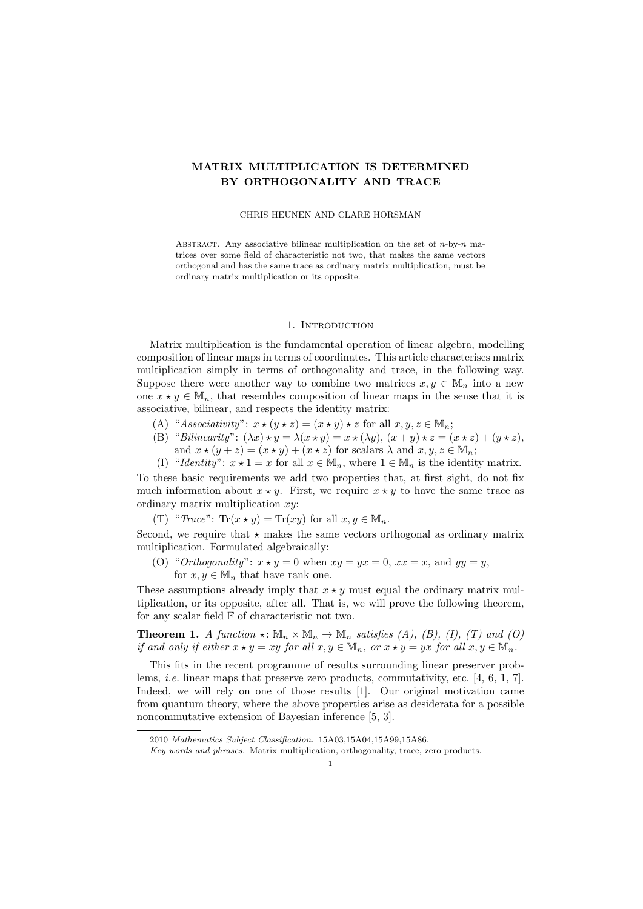# MATRIX MULTIPLICATION IS DETERMINED BY ORTHOGONALITY AND TRACE

CHRIS HEUNEN AND CLARE HORSMAN

Abstract. Any associative bilinear multiplication on the set of $n$-by-$n$ matrices over some field of characteristic not two, that makes the same vectors orthogonal and has the same trace as ordinary matrix multiplication, must be ordinary matrix multiplication or its opposite.

## 1. Introduction

Matrix multiplication is the fundamental operation of linear algebra, modelling composition of linear maps in terms of coordinates. This article characterises matrix multiplication simply in terms of orthogonality and trace, in the following way. Suppose there were another way to combine two matrices $x, y \in \mathbb{M}_n$ into a new one $x \star y \in \mathbb{M}_n$, that resembles composition of linear maps in the sense that it is associative, bilinear, and respects the identity matrix:

(A) "*Associativity*": $x \star (y \star z) = (x \star y) \star z$ for all $x, y, z \in \mathbb{M}_n$;

(B) "*Bilinearity*": $(\lambda x) \star y = \lambda(x \star y) = x \star (\lambda y)$, $(x + y) \star z = (x \star z) + (y \star z)$, and $x \star (y + z) = (x \star y) + (x \star z)$ for scalars $\lambda$ and $x, y, z \in \mathbb{M}_n$;

(I) "*Identity*": $x \star 1 = x$ for all $x \in \mathbb{M}_n$, where $1 \in \mathbb{M}_n$ is the identity matrix.

To these basic requirements we add two properties that, at first sight, do not fix much information about $x \star y$. First, we require $x \star y$ to have the same trace as ordinary matrix multiplication $xy$:

(T) "*Trace*": $\mathrm{Tr}(x \star y) = \mathrm{Tr}(xy)$ for all $x, y \in \mathbb{M}_n$.

Second, we require that $\star$ makes the same vectors orthogonal as ordinary matrix multiplication. Formulated algebraically:

(O) "*Orthogonality*": $x \star y = 0$ when $xy = yx = 0$, $xx = x$, and $yy = y$, for $x, y \in \mathbb{M}_n$ that have rank one.

These assumptions already imply that $x \star y$ must equal the ordinary matrix multiplication, or its opposite, after all. That is, we will prove the following theorem, for any scalar field $\mathbb{F}$ of characteristic not two.

**Theorem 1.** *A function* $\star \colon \mathbb{M}_n \times \mathbb{M}_n \to \mathbb{M}_n$ *satisfies (A), (B), (I), (T) and (O) if and only if either* $x \star y = xy$ *for all* $x, y \in \mathbb{M}_n$*, or* $x \star y = yx$ *for all* $x, y \in \mathbb{M}_n$*.*

This fits in the recent programme of results surrounding linear preserver problems, *i.e.* linear maps that preserve zero products, commutativity, etc. [4, 6, 1, 7]. Indeed, we will rely on one of those results [1]. Our original motivation came from quantum theory, where the above properties arise as desiderata for a possible noncommutative extension of Bayesian inference [5, 3].

---

2010 *Mathematics Subject Classification.* 15A03,15A04,15A99,15A86.

*Key words and phrases.* Matrix multiplication, orthogonality, trace, zero products.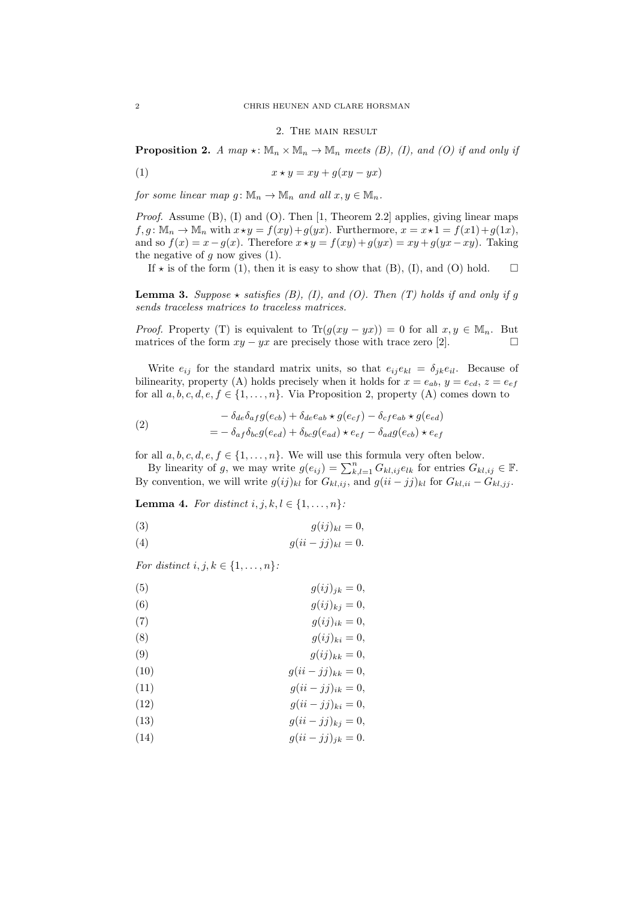## 2. The main result

**Proposition 2.** *A map $\star\colon \mathbb{M}_n \times \mathbb{M}_n \to \mathbb{M}_n$ meets (B), (I), and (O) if and only if*

$$x \star y = xy + g(xy - yx) \tag{1}$$

*for some linear map $g\colon \mathbb{M}_n \to \mathbb{M}_n$ and all $x, y \in \mathbb{M}_n$.*

*Proof.* Assume (B), (I) and (O). Then [1, Theorem 2.2] applies, giving linear maps $f, g\colon \mathbb{M}_n \to \mathbb{M}_n$ with $x \star y = f(xy) + g(yx)$. Furthermore, $x = x \star 1 = f(x1) + g(1x)$, and so $f(x) = x - g(x)$. Therefore $x \star y = f(xy) + g(yx) = xy + g(yx - xy)$. Taking the negative of $g$ now gives (1).

If $\star$ is of the form (1), then it is easy to show that (B), (I), and (O) hold. $\square$

**Lemma 3.** *Suppose $\star$ satisfies (B), (I), and (O). Then (T) holds if and only if $g$ sends traceless matrices to traceless matrices.*

*Proof.* Property (T) is equivalent to $\mathrm{Tr}(g(xy - yx)) = 0$ for all $x, y \in \mathbb{M}_n$. But matrices of the form $xy - yx$ are precisely those with trace zero [2]. $\square$

Write $e_{ij}$ for the standard matrix units, so that $e_{ij}e_{kl} = \delta_{jk}e_{il}$. Because of bilinearity, property (A) holds precisely when it holds for $x = e_{ab}$, $y = e_{cd}$, $z = e_{ef}$ for all $a, b, c, d, e, f \in \{1, \ldots, n\}$. Via Proposition 2, property (A) comes down to

$$\begin{aligned} &- \delta_{de}\delta_{af}g(e_{cb}) + \delta_{de}e_{ab} \star g(e_{cf}) - \delta_{cf}e_{ab} \star g(e_{ed}) \\ &= - \delta_{af}\delta_{bc}g(e_{ed}) + \delta_{bc}g(e_{ad}) \star e_{ef} - \delta_{ad}g(e_{cb}) \star e_{ef} \end{aligned} \tag{2}$$

for all $a, b, c, d, e, f \in \{1, \ldots, n\}$. We will use this formula very often below.

By linearity of $g$, we may write $g(e_{ij}) = \sum_{k,l=1}^{n} G_{kl,ij}e_{lk}$ for entries $G_{kl,ij} \in \mathbb{F}$. By convention, we will write $g(ij)_{kl}$ for $G_{kl,ij}$, and $g(ii - jj)_{kl}$ for $G_{kl,ii} - G_{kl,jj}$.

**Lemma 4.** *For distinct $i, j, k, l \in \{1, \ldots, n\}$:*

$$g(ij)_{kl} = 0, \tag{3}$$

$$g(ii - jj)_{kl} = 0. \tag{4}$$

*For distinct $i, j, k \in \{1, \ldots, n\}$:*

$$g(ij)_{jk} = 0, \tag{5}$$

$$g(ij)_{kj} = 0, \tag{6}$$

$$g(ij)_{ik} = 0, \tag{7}$$

$$g(ij)_{ki} = 0, \tag{8}$$

$$g(ij)_{kk} = 0, \tag{9}$$

$$g(ii - jj)_{kk} = 0, \tag{10}$$

$$g(ii - jj)_{ik} = 0, \tag{11}$$

$$g(ii - jj)_{ki} = 0, \tag{12}$$

$$g(ii - jj)_{kj} = 0, \tag{13}$$

$$g(ii - jj)_{jk} = 0. \tag{14}$$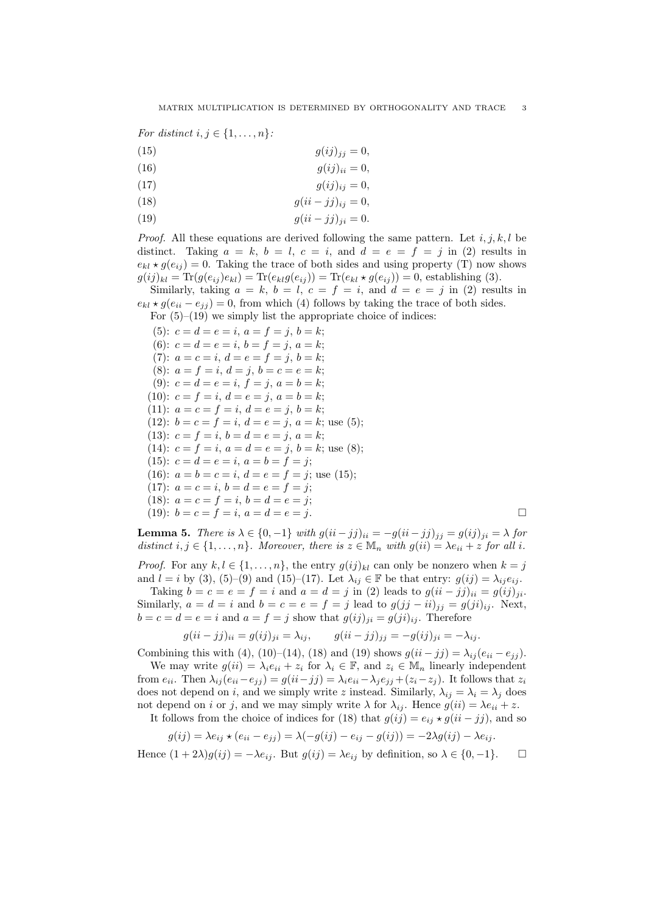*For distinct* $i, j \in \{1, \ldots, n\}$*:*

$$g(ij)_{jj} = 0, \tag{15}$$

$$g(ij)_{ii} = 0, \tag{16}$$

$$g(ij)_{ij} = 0, \tag{17}$$

$$g(ii - jj)_{ij} = 0, \tag{18}$$

$$g(ii - jj)_{ji} = 0. \tag{19}$$

*Proof.* All these equations are derived following the same pattern. Let $i, j, k, l$ be distinct. Taking $a = k$, $b = l$, $c = i$, and $d = e = f = j$ in (2) results in $e_{kl} \star g(e_{ij}) = 0$. Taking the trace of both sides and using property (T) now shows $g(ij)_{kl} = \mathrm{Tr}(g(e_{ij})e_{kl}) = \mathrm{Tr}(e_{kl}g(e_{ij})) = \mathrm{Tr}(e_{kl} \star g(e_{ij})) = 0$, establishing (3).

Similarly, taking $a = k$, $b = l$, $c = f = i$, and $d = e = j$ in (2) results in $e_{kl} \star g(e_{ii} - e_{jj}) = 0$, from which (4) follows by taking the trace of both sides.

For (5)–(19) we simply list the appropriate choice of indices:

(5): $c = d = e = i$, $a = f = j$, $b = k$;
(6): $c = d = e = i$, $b = f = j$, $a = k$;
(7): $a = c = i$, $d = e = f = j$, $b = k$;
(8): $a = f = i$, $d = j$, $b = c = e = k$;
(9): $c = d = e = i$, $f = j$, $a = b = k$;
(10): $c = f = i$, $d = e = j$, $a = b = k$;
(11): $a = c = f = i$, $d = e = j$, $b = k$;
(12): $b = c = f = i$, $d = e = j$, $a = k$; use (5);
(13): $c = f = i$, $b = d = e = j$, $a = k$;
(14): $c = f = i$, $a = d = e = j$, $b = k$; use (8);
(15): $c = d = e = i$, $a = b = f = j$;
(16): $a = b = c = i$, $d = e = f = j$; use (15);
(17): $a = c = i$, $b = d = e = f = j$;
(18): $a = c = f = i$, $b = d = e = j$;
(19): $b = c = f = i$, $a = d = e = j$. □

**Lemma 5.** *There is* $\lambda \in \{0, -1\}$ *with* $g(ii - jj)_{ii} = -g(ii - jj)_{jj} = g(ij)_{ji} = \lambda$ *for distinct* $i, j \in \{1, \ldots, n\}$*. Moreover, there is* $z \in \mathbb{M}_n$ *with* $g(ii) = \lambda e_{ii} + z$ *for all* $i$*.*

*Proof.* For any $k, l \in \{1, \ldots, n\}$, the entry $g(ij)_{kl}$ can only be nonzero when $k = j$ and $l = i$ by (3), (5)–(9) and (15)–(17). Let $\lambda_{ij} \in \mathbb{F}$ be that entry: $g(ij) = \lambda_{ij} e_{ij}$.

Taking $b = c = e = f = i$ and $a = d = j$ in (2) leads to $g(ii - jj)_{ii} = g(ij)_{ji}$. Similarly, $a = d = i$ and $b = c = e = f = j$ lead to $g(jj - ii)_{jj} = g(ji)_{ij}$. Next, $b = c = d = e = i$ and $a = f = j$ show that $g(ij)_{ji} = g(ji)_{ij}$. Therefore

$$g(ii - jj)_{ii} = g(ij)_{ji} = \lambda_{ij}, \qquad g(ii - jj)_{jj} = -g(ij)_{ji} = -\lambda_{ij}.$$

Combining this with (4), (10)–(14), (18) and (19) shows $g(ii - jj) = \lambda_{ij}(e_{ii} - e_{jj})$.

We may write $g(ii) = \lambda_i e_{ii} + z_i$ for $\lambda_i \in \mathbb{F}$, and $z_i \in \mathbb{M}_n$ linearly independent from $e_{ii}$. Then $\lambda_{ij}(e_{ii} - e_{jj}) = g(ii - jj) = \lambda_i e_{ii} - \lambda_j e_{jj} + (z_i - z_j)$. It follows that $z_i$ does not depend on $i$, and we simply write $z$ instead. Similarly, $\lambda_{ij} = \lambda_i = \lambda_j$ does not depend on $i$ or $j$, and we may simply write $\lambda$ for $\lambda_{ij}$. Hence $g(ii) = \lambda e_{ii} + z$.

It follows from the choice of indices for (18) that $g(ij) = e_{ij} \star g(ii - jj)$, and so

$$g(ij) = \lambda e_{ij} \star (e_{ii} - e_{jj}) = \lambda(-g(ij) - e_{ij} - g(ij)) = -2\lambda g(ij) - \lambda e_{ij}.$$

Hence $(1 + 2\lambda)g(ij) = -\lambda e_{ij}$. But $g(ij) = \lambda e_{ij}$ by definition, so $\lambda \in \{0, -1\}$. □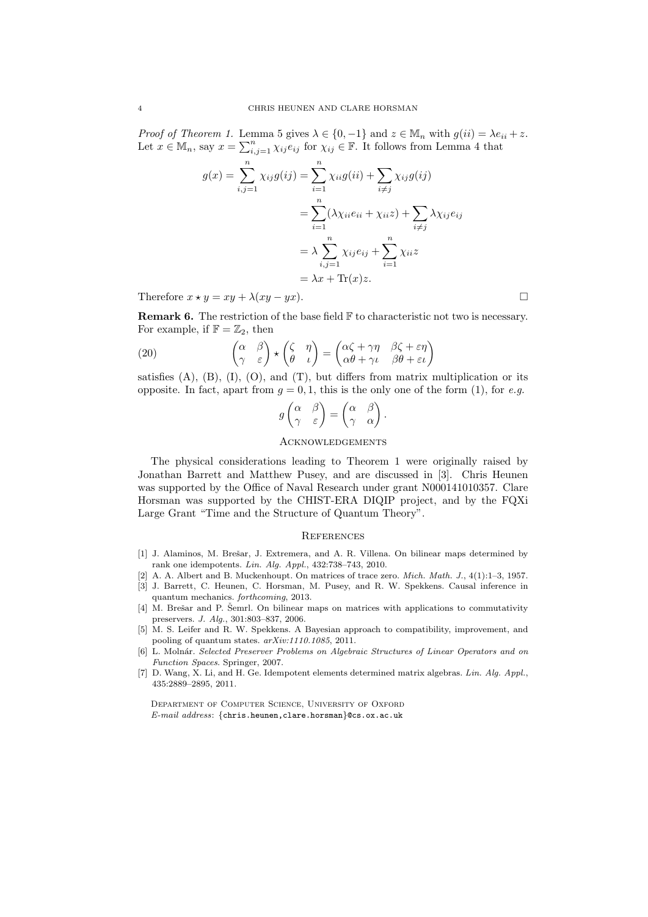*Proof of Theorem 1.* Lemma 5 gives $\lambda \in \{0, -1\}$ and $z \in \mathbb{M}_n$ with $g(ii) = \lambda e_{ii} + z$. Let $x \in \mathbb{M}_n$, say $x = \sum_{i,j=1}^n \chi_{ij} e_{ij}$ for $\chi_{ij} \in \mathbb{F}$. It follows from Lemma 4 that

$$
\begin{aligned}
g(x) = \sum_{i,j=1}^n \chi_{ij} g(ij) &= \sum_{i=1}^n \chi_{ii} g(ii) + \sum_{i \neq j} \chi_{ij} g(ij) \\
&= \sum_{i=1}^n (\lambda \chi_{ii} e_{ii} + \chi_{ii} z) + \sum_{i \neq j} \lambda \chi_{ij} e_{ij} \\
&= \lambda \sum_{i,j=1}^n \chi_{ij} e_{ij} + \sum_{i=1}^n \chi_{ii} z \\
&= \lambda x + \mathrm{Tr}(x) z.
\end{aligned}
$$

Therefore $x \star y = xy + \lambda(xy - yx)$. □

**Remark 6.** The restriction of the base field $\mathbb{F}$ to characteristic not two is necessary. For example, if $\mathbb{F} = \mathbb{Z}_2$, then

$$
\begin{pmatrix} \alpha & \beta \\ \gamma & \varepsilon \end{pmatrix} \star \begin{pmatrix} \zeta & \eta \\ \theta & \iota \end{pmatrix} = \begin{pmatrix} \alpha\zeta + \gamma\eta & \beta\zeta + \varepsilon\eta \\ \alpha\theta + \gamma\iota & \beta\theta + \varepsilon\iota \end{pmatrix} \tag{20}
$$

satisfies (A), (B), (I), (O), and (T), but differs from matrix multiplication or its opposite. In fact, apart from $g = 0, 1$, this is the only one of the form (1), for *e.g.*

$$
g \begin{pmatrix} \alpha & \beta \\ \gamma & \varepsilon \end{pmatrix} = \begin{pmatrix} \alpha & \beta \\ \gamma & \alpha \end{pmatrix}.
$$

## Acknowledgements

The physical considerations leading to Theorem 1 were originally raised by Jonathan Barrett and Matthew Pusey, and are discussed in [3]. Chris Heunen was supported by the Office of Naval Research under grant N000141010357. Clare Horsman was supported by the CHIST-ERA DIQIP project, and by the FQXi Large Grant "Time and the Structure of Quantum Theory".

## References

[1] J. Alaminos, M. Brešar, J. Extremera, and A. R. Villena. On bilinear maps determined by rank one idempotents. *Lin. Alg. Appl.*, 432:738–743, 2010.

[2] A. A. Albert and B. Muckenhoupt. On matrices of trace zero. *Mich. Math. J.*, 4(1):1–3, 1957.

[3] J. Barrett, C. Heunen, C. Horsman, M. Pusey, and R. W. Spekkens. Causal inference in quantum mechanics. *forthcoming*, 2013.

[4] M. Brešar and P. Šemrl. On bilinear maps on matrices with applications to commutativity preservers. *J. Alg.*, 301:803–837, 2006.

[5] M. S. Leifer and R. W. Spekkens. A Bayesian approach to compatibility, improvement, and pooling of quantum states. *arXiv:1110.1085*, 2011.

[6] L. Molnár. *Selected Preserver Problems on Algebraic Structures of Linear Operators and on Function Spaces*. Springer, 2007.

[7] D. Wang, X. Li, and H. Ge. Idempotent elements determined matrix algebras. *Lin. Alg. Appl.*, 435:2889–2895, 2011.

Department of Computer Science, University of Oxford
*E-mail address*: {chris.heunen,clare.horsman}@cs.ox.ac.uk